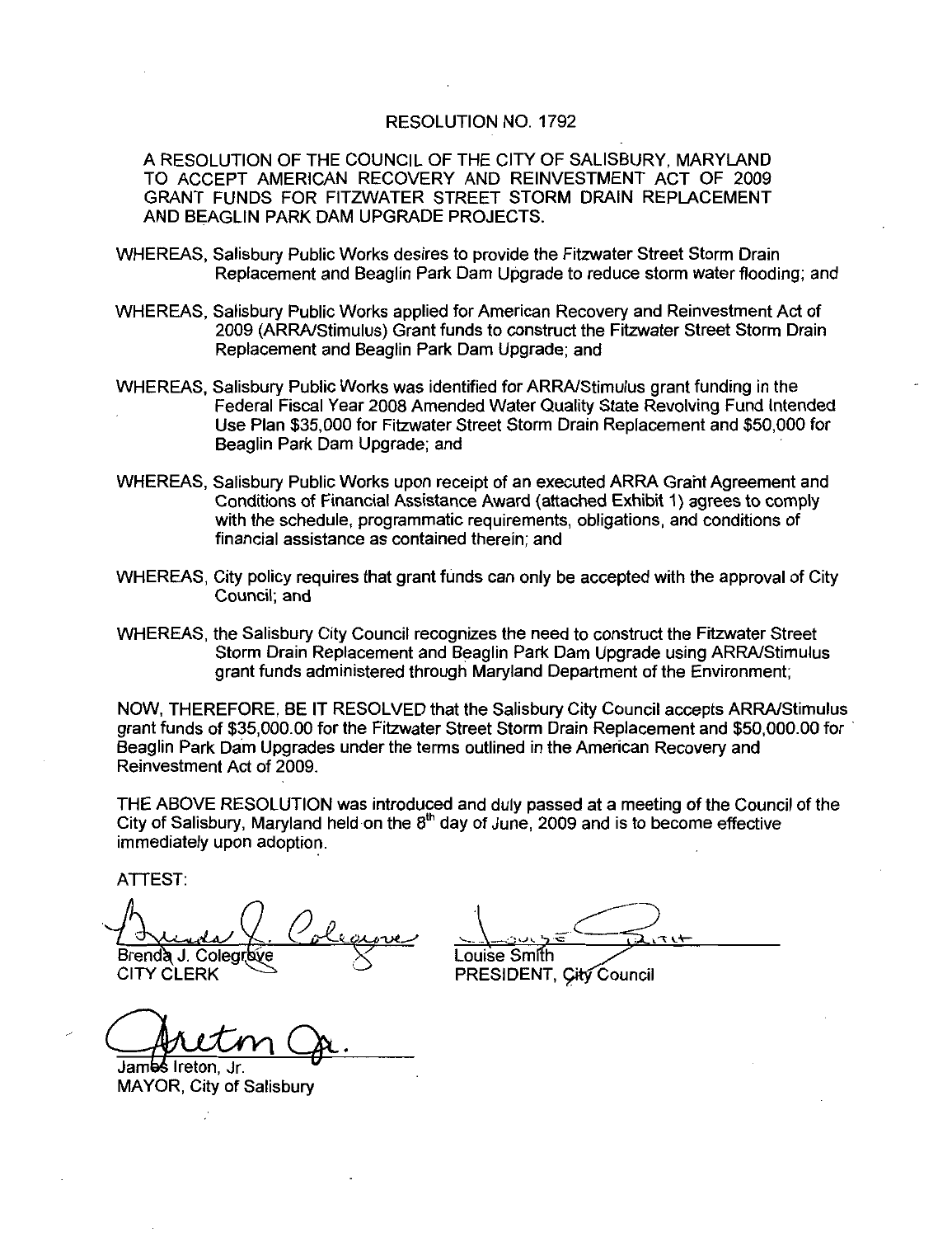# RESOLUTION NO. 1792

A RESOLUTION OF THE COUNCIL OF THE CITY OF SALISBURY, MARYLAND TO ACCEPT AMERICAN RECOVERY AND REINVESTMENT ACT OF 2009 GRANT FUNDS FOR FITZWATER STREET STORM DRAIN REPLACEMENT AND BEAGLIN PARK DAM UPGRADE PROJECTS.

WHEREAS, Salisbury Public Works desires to provide the Fitzwater Street Storm Drain Replacement and Beaglin Park Dam Upgrade to reduce storm water flooding; and

WHEREAS, Salisbury Public Works applied for American Recovery and Reinvestment Act of 2009 (ARRA/Stimulus) Grant funds to construct the Fitzwater Street Storm Drain Replacement and Beaglin Park Dam Upgrade; and

WHEREAS, Salisbury Public Works was identified for ARRA/Stimulus grant funding in the Federal Fiscal Year 2008 Amended Water Quality State Revolving Fund Intended Use Plan $35,000 for Fitzwater Street Storm Drain Replacement and $50,000 for Beaglin Park Dam Upgrade; and

WHEREAS, Salisbury Public Works upon receipt of an executed ARRA Grant Agreement and Conditions of Financial Assistance Award (attached Exhibit 1) agrees to comply with the schedule, programmatic requirements, obligations, and conditions of financial assistance as contained therein; and

WHEREAS, City policy requires that grant funds can only be accepted with the approval of City Council; and

WHEREAS, the Salisbury City Council recognizes the need to construct the Fitzwater Street Storm Drain Replacement and Beaglin Park Dam Upgrade using ARRA/Stimulus grant funds administered through Maryland Department of the Environment;

NOW, THEREFORE, BE IT RESOLVED that the Salisbury City Council accepts ARRA/Stimulus grant funds of $35,000.00 for the Fitzwater Street Storm Drain Replacement and $50,000.00 for Beaglin Park Dam Upgrades under the terms outlined in the American Recovery and Reinvestment Act of 2009.

THE ABOVE RESOLUTION was introduced and duly passed at a meeting of the Council of the City of Salisbury, Maryland held on the 8th day of June, 2009 and is to become effective immediately upon adoption.

ATTEST:

Brenda J. Colegrove
CITY CLERK

Louise Smith
PRESIDENT, City Council

James Ireton, Jr.
MAYOR, City of Salisbury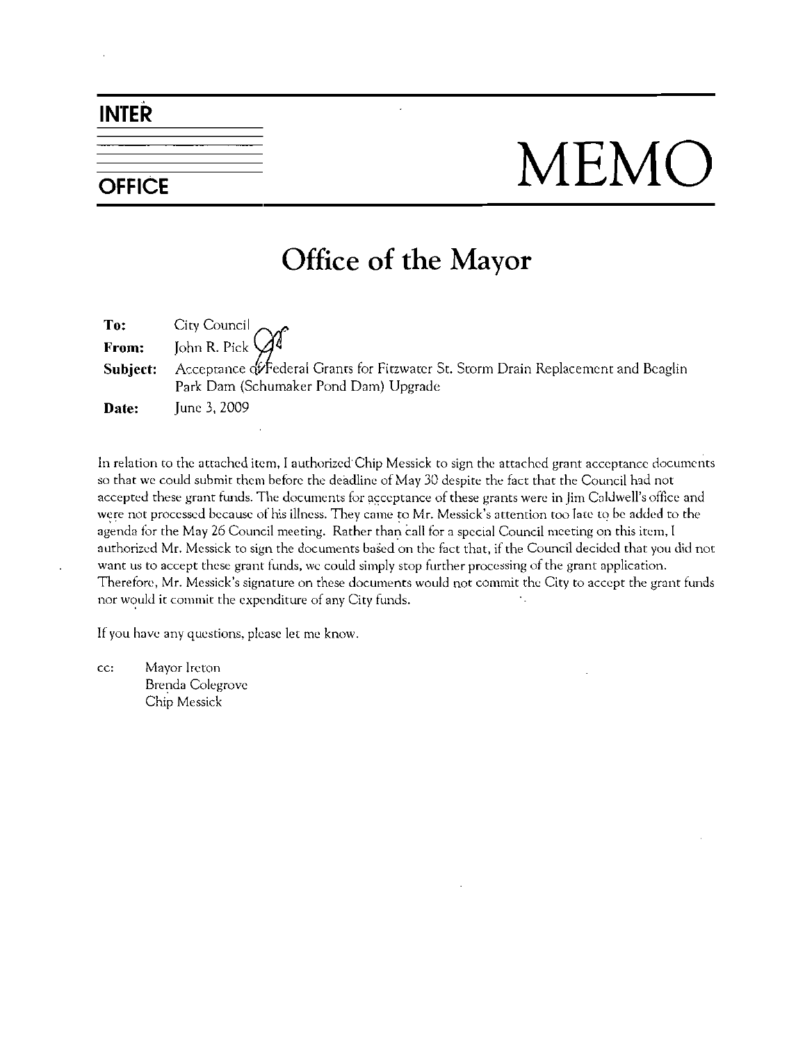# INTER OFFICE MEMO

## Office of the Mayor

**To:** City Council

**From:** John R. Pick

**Subject:** Acceptance of Federal Grants for Fitzwater St. Storm Drain Replacement and Beaglin Park Dam (Schumaker Pond Dam) Upgrade

**Date:** June 3, 2009

In relation to the attached item, I authorized Chip Messick to sign the attached grant acceptance documents so that we could submit them before the deadline of May 30 despite the fact that the Council had not accepted these grant funds. The documents for acceptance of these grants were in Jim Caldwell's office and were not processed because of his illness. They came to Mr. Messick's attention too late to be added to the agenda for the May 26 Council meeting. Rather than call for a special Council meeting on this item, I authorized Mr. Messick to sign the documents based on the fact that, if the Council decided that you did not want us to accept these grant funds, we could simply stop further processing of the grant application. Therefore, Mr. Messick's signature on these documents would not commit the City to accept the grant funds nor would it commit the expenditure of any City funds.

If you have any questions, please let me know.

cc: Mayor Ireton
Brenda Colegrove
Chip Messick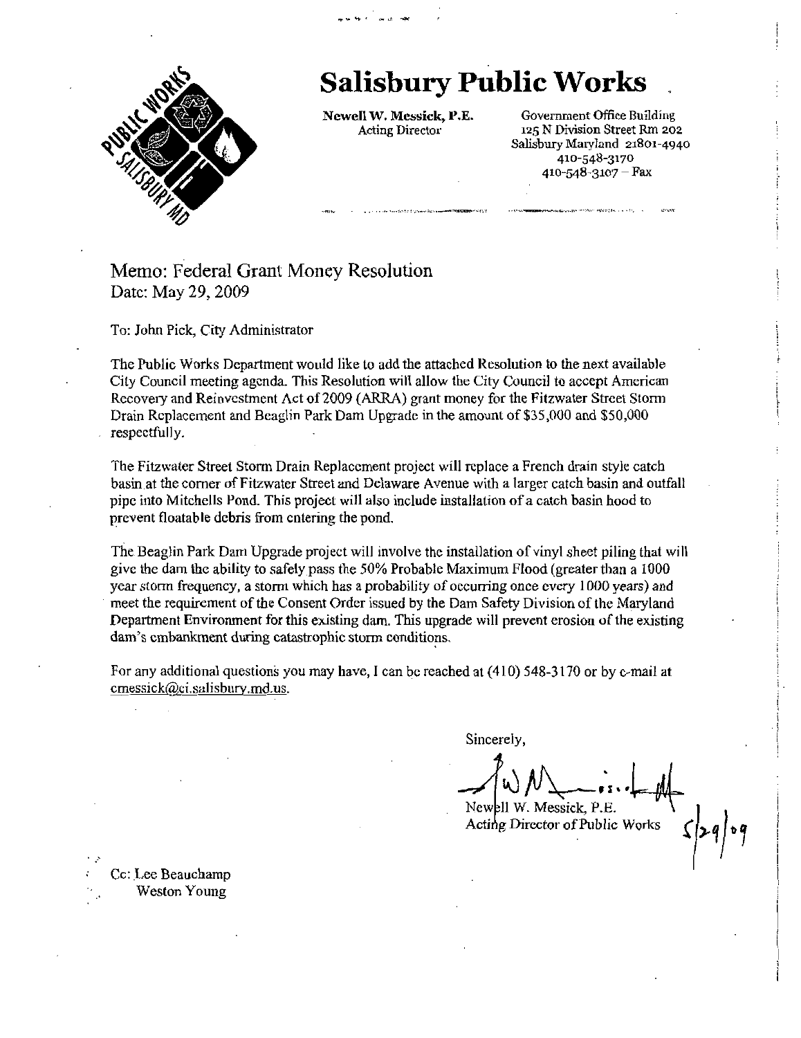# Salisbury Public Works

**Newell W. Messick, P.E.**
Acting Director

Government Office Building
125 N Division Street Rm 202
Salisbury Maryland 21801-4940
410-548-3170
410-548-3107 – Fax

## Memo: Federal Grant Money Resolution
Date: May 29, 2009

To: John Pick, City Administrator

The Public Works Department would like to add the attached Resolution to the next available City Council meeting agenda. This Resolution will allow the City Council to accept American Recovery and Reinvestment Act of 2009 (ARRA) grant money for the Fitzwater Street Storm Drain Replacement and Beaglin Park Dam Upgrade in the amount of $35,000 and $50,000 respectfully.

The Fitzwater Street Storm Drain Replacement project will replace a French drain style catch basin at the corner of Fitzwater Street and Delaware Avenue with a larger catch basin and outfall pipe into Mitchells Pond. This project will also include installation of a catch basin hood to prevent floatable debris from entering the pond.

The Beaglin Park Dam Upgrade project will involve the installation of vinyl sheet piling that will give the dam the ability to safely pass the 50% Probable Maximum Flood (greater than a 1000 year storm frequency, a storm which has a probability of occurring once every 1000 years) and meet the requirement of the Consent Order issued by the Dam Safety Division of the Maryland Department Environment for this existing dam. This upgrade will prevent erosion of the existing dam's embankment during catastrophic storm conditions.

For any additional questions you may have, I can be reached at (410) 548-3170 or by e-mail at cmessick@ci.salisbury.md.us.

Sincerely,

Newell W. Messick, P.E.
Acting Director of Public Works

5/29/09

Cc: Lee Beauchamp
Weston Young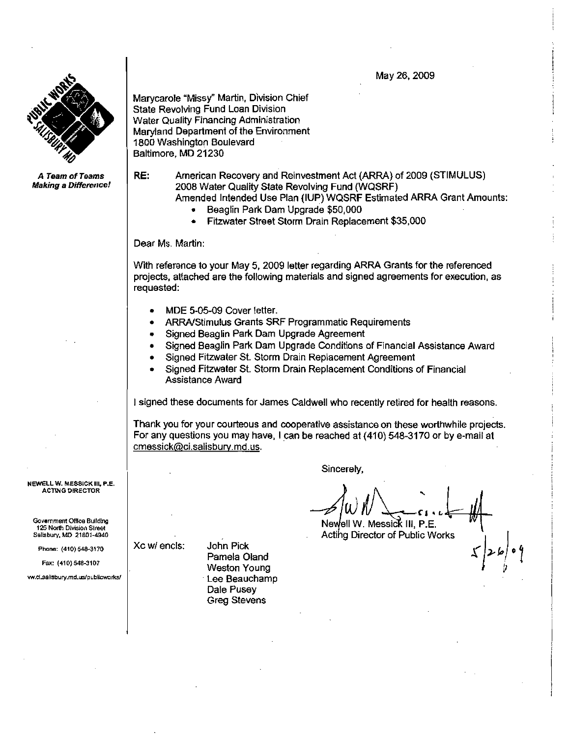May 26, 2009

*A Team of Teams Making a Difference!*

Marycarole "Missy" Martin, Division Chief
State Revolving Fund Loan Division
Water Quality Financing Administration
Maryland Department of the Environment
1800 Washington Boulevard
Baltimore, MD 21230

**RE:** American Recovery and Reinvestment Act (ARRA) of 2009 (STIMULUS)
2008 Water Quality State Revolving Fund (WQSRF)
Amended Intended Use Plan (IUP) WQSRF Estimated ARRA Grant Amounts:

- Beaglin Park Dam Upgrade $50,000
- Fitzwater Street Storm Drain Replacement $35,000

Dear Ms. Martin:

With reference to your May 5, 2009 letter regarding ARRA Grants for the referenced projects, attached are the following materials and signed agreements for execution, as requested:

- MDE 5-05-09 Cover letter.
- ARRA/Stimulus Grants SRF Programmatic Requirements
- Signed Beaglin Park Dam Upgrade Agreement
- Signed Beaglin Park Dam Upgrade Conditions of Financial Assistance Award
- Signed Fitzwater St. Storm Drain Replacement Agreement
- Signed Fitzwater St. Storm Drain Replacement Conditions of Financial Assistance Award

I signed these documents for James Caldwell who recently retired for health reasons.

Thank you for your courteous and cooperative assistance on these worthwhile projects. For any questions you may have, I can be reached at (410) 548-3170 or by e-mail at cmessick@ci.salisbury.md.us.

Sincerely,

Newell W. Messick III, P.E.
Acting Director of Public Works
5/26/09

Xc w/ encls: John Pick
Pamela Oland
Weston Young
Lee Beauchamp
Dale Pusey
Greg Stevens

**NEWELL W. MESSICK III, P.E.**
**ACTING DIRECTOR**

Government Office Building
125 North Division Street
Salisbury, MD 21801-4940

Phone: (410) 548-3170

Fax: (410) 548-3107

ww.ci.salisbury.md.us/publicworks/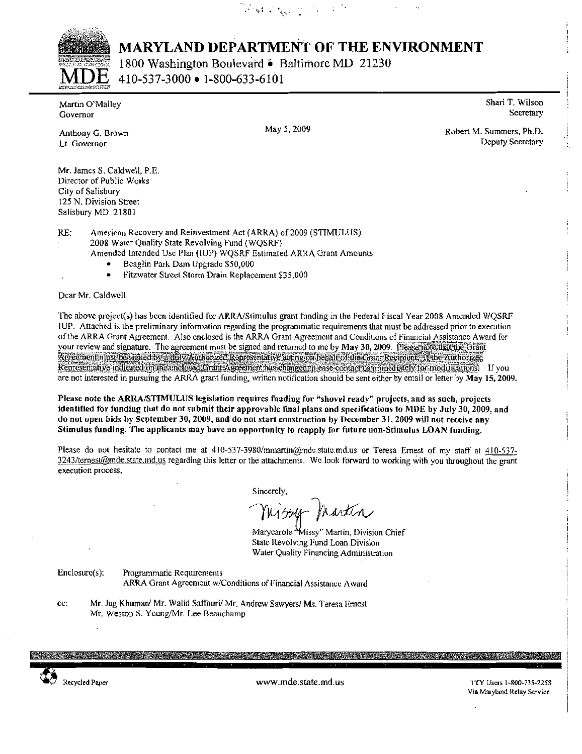# MARYLAND DEPARTMENT OF THE ENVIRONMENT

1800 Washington Boulevard • Baltimore MD 21230
410-537-3000 • 1-800-633-6101

Martin O'Malley
Governor

Anthony G. Brown
Lt. Governor

Shari T. Wilson
Secretary

Robert M. Summers, Ph.D.
Deputy Secretary

May 5, 2009

Mr. James S. Caldwell, P.E.
Director of Public Works
City of Salisbury
125 N. Division Street
Salisbury MD 21801

RE: American Recovery and Reinvestment Act (ARRA) of 2009 (STIMULUS)
2008 Water Quality State Revolving Fund (WQSRF)
Amended Intended Use Plan (IUP) WQSRF Estimated ARRA Grant Amounts:

- Beaglin Park Dam Upgrade $50,000
- Fitzwater Street Storm Drain Replacement $35,000

Dear Mr. Caldwell:

The above project(s) has been identified for ARRA/Stimulus grant funding in the Federal Fiscal Year 2008 Amended WQSRF IUP. Attached is the preliminary information regarding the programmatic requirements that must be addressed prior to execution of the ARRA Grant Agreement. Also enclosed is the ARRA Grant Agreement and Conditions of Financial Assistance Award for your review and signature. The agreement must be signed and returned to me by **May 30, 2009**. Please note that the Grant Agreement must be signed by a duly Authorized Representative acting on behalf of the Grant Recipient. If the Authorized Representative indicated on the enclosed Grant Agreement has changed, please contact us immediately for modifications. If you are not interested in pursuing the ARRA grant funding, written notification should be sent either by email or letter by **May 15, 2009.**

**Please note the ARRA/STIMULUS legislation requires funding for "shovel ready" projects, and as such, projects identified for funding that do not submit their approvable final plans and specifications to MDE by July 30, 2009, and do not open bids by September 30, 2009, and do not start construction by December 31, 2009 will not receive any Stimulus funding. The applicants may have an opportunity to reapply for future non-Stimulus LOAN funding.**

Please do not hesitate to contact me at 410-537-3980/mmartin@mde.state.md.us or Teresa Ernest of my staff at 410-537-3243/ternest@mde.state.md.us regarding this letter or the attachments. We look forward to working with you throughout the grant execution process.

Sincerely,

Missy Martin

Marycarole "Missy" Martin, Division Chief
State Revolving Fund Loan Division
Water Quality Financing Administration

Enclosure(s): Programmatic Requirements
ARRA Grant Agreement w/Conditions of Financial Assistance Award

cc: Mr. Jag Khuman/ Mr. Walid Saffouri/ Mr. Andrew Sawyers/ Ms. Teresa Ernest
Mr. Weston S. Young/Mr. Lee Beauchamp

Recycled Paper

www.mde.state.md.us

TTY Users 1-800-735-2258
Via Maryland Relay Service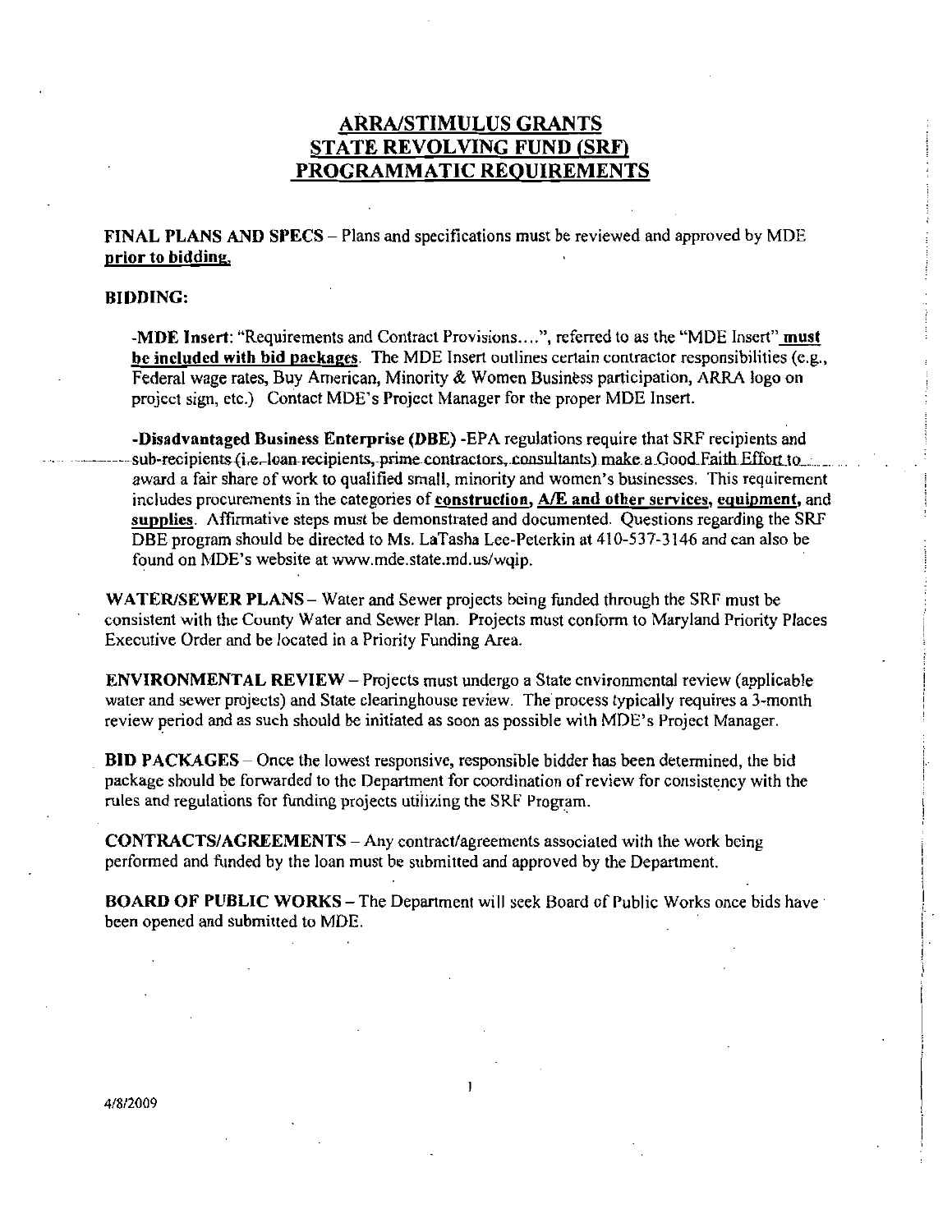# ARRA/STIMULUS GRANTS
# STATE REVOLVING FUND (SRF)
# PROGRAMMATIC REQUIREMENTS

**FINAL PLANS AND SPECS** – Plans and specifications must be reviewed and approved by MDE **prior to bidding.**

**BIDDING:**

-**MDE Insert**: "Requirements and Contract Provisions....", referred to as the "MDE Insert" **must be included with bid packages**. The MDE Insert outlines certain contractor responsibilities (e.g., Federal wage rates, Buy American, Minority & Women Business participation, ARRA logo on project sign, etc.) Contact MDE's Project Manager for the proper MDE Insert.

-**Disadvantaged Business Enterprise (DBE)** -EPA regulations require that SRF recipients and sub-recipients (i.e. loan recipients, prime contractors, consultants) make a Good Faith Effort to award a fair share of work to qualified small, minority and women's businesses. This requirement includes procurements in the categories of **construction, A/E and other services, equipment,** and **supplies**. Affirmative steps must be demonstrated and documented. Questions regarding the SRF DBE program should be directed to Ms. LaTasha Lee-Peterkin at 410-537-3146 and can also be found on MDE's website at www.mde.state.md.us/wqip.

**WATER/SEWER PLANS** – Water and Sewer projects being funded through the SRF must be consistent with the County Water and Sewer Plan. Projects must conform to Maryland Priority Places Executive Order and be located in a Priority Funding Area.

**ENVIRONMENTAL REVIEW** – Projects must undergo a State environmental review (applicable water and sewer projects) and State clearinghouse review. The process typically requires a 3-month review period and as such should be initiated as soon as possible with MDE's Project Manager.

**BID PACKAGES** – Once the lowest responsive, responsible bidder has been determined, the bid package should be forwarded to the Department for coordination of review for consistency with the rules and regulations for funding projects utilizing the SRF Program.

**CONTRACTS/AGREEMENTS** – Any contract/agreements associated with the work being performed and funded by the loan must be submitted and approved by the Department.

**BOARD OF PUBLIC WORKS** – The Department will seek Board of Public Works once bids have been opened and submitted to MDE.

4/8/2009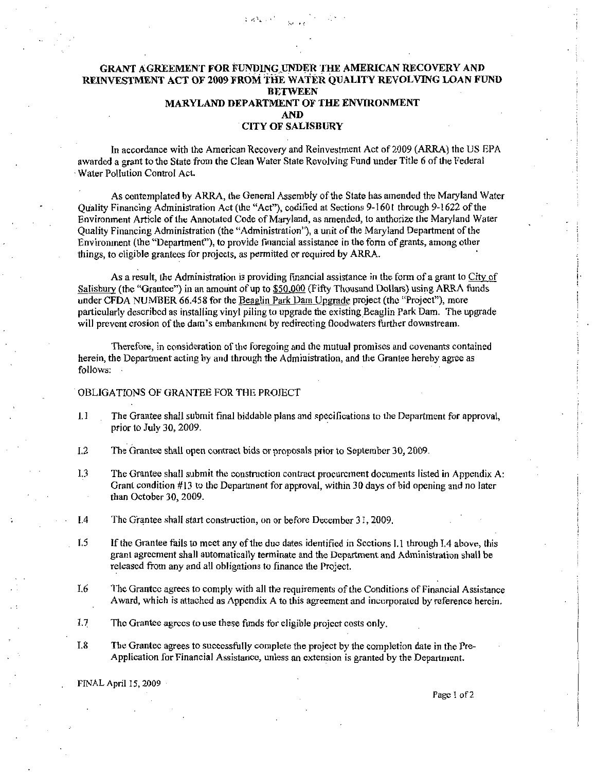# GRANT AGREEMENT FOR FUNDING UNDER THE AMERICAN RECOVERY AND REINVESTMENT ACT OF 2009 FROM THE WATER QUALITY REVOLVING LOAN FUND BETWEEN MARYLAND DEPARTMENT OF THE ENVIRONMENT AND CITY OF SALISBURY

In accordance with the American Recovery and Reinvestment Act of 2009 (ARRA) the US EPA awarded a grant to the State from the Clean Water State Revolving Fund under Title 6 of the Federal Water Pollution Control Act.

As contemplated by ARRA, the General Assembly of the State has amended the Maryland Water Quality Financing Administration Act (the "Act"), codified at Sections 9-1601 through 9-1622 of the Environment Article of the Annotated Code of Maryland, as amended, to authorize the Maryland Water Quality Financing Administration (the "Administration"), a unit of the Maryland Department of the Environment (the "Department"), to provide financial assistance in the form of grants, among other things, to eligible grantees for projects, as permitted or required by ARRA.

As a result, the Administration is providing financial assistance in the form of a grant to City of Salisbury (the "Grantee") in an amount of up to $50,000 (Fifty Thousand Dollars) using ARRA funds under CFDA NUMBER 66.458 for the Beaglin Park Dam Upgrade project (the "Project"), more particularly described as installing vinyl piling to upgrade the existing Beaglin Park Dam. The upgrade will prevent erosion of the dam's embankment by redirecting floodwaters further downstream.

Therefore, in consideration of the foregoing and the mutual promises and covenants contained herein, the Department acting by and through the Administration, and the Grantee hereby agree as follows:

## OBLIGATIONS OF GRANTEE FOR THE PROJECT

I.1 The Grantee shall submit final biddable plans and specifications to the Department for approval, prior to July 30, 2009.

I.2 The Grantee shall open contract bids or proposals prior to September 30, 2009.

I.3 The Grantee shall submit the construction contract procurement documents listed in Appendix A: Grant condition #13 to the Department for approval, within 30 days of bid opening and no later than October 30, 2009.

I.4 The Grantee shall start construction, on or before December 31, 2009.

I.5 If the Grantee fails to meet any of the due dates identified in Sections I.1 through I.4 above, this grant agreement shall automatically terminate and the Department and Administration shall be released from any and all obligations to finance the Project.

I.6 The Grantee agrees to comply with all the requirements of the Conditions of Financial Assistance Award, which is attached as Appendix A to this agreement and incorporated by reference herein.

I.7 The Grantee agrees to use these funds for eligible project costs only.

I.8 The Grantee agrees to successfully complete the project by the completion date in the Pre-Application for Financial Assistance, unless an extension is granted by the Department.

FINAL April 15, 2009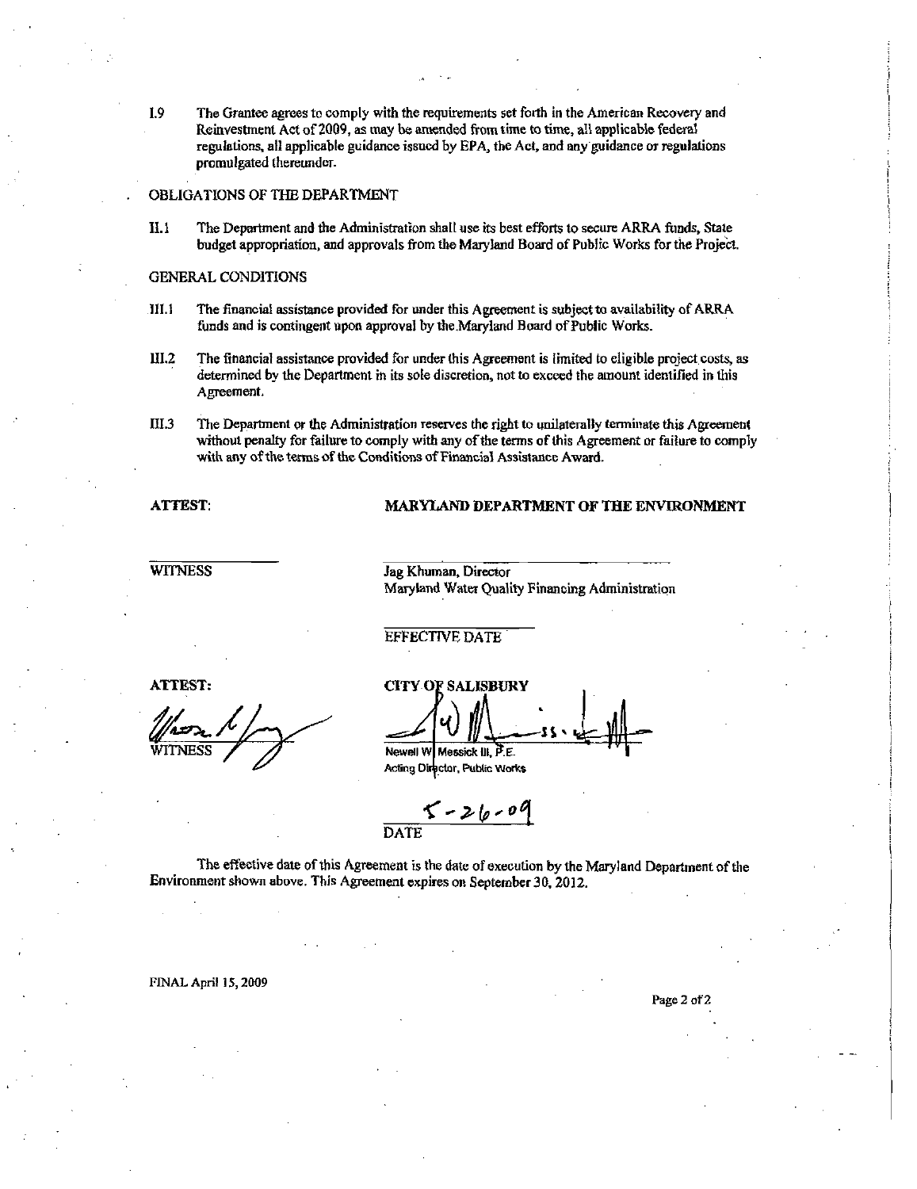I.9 The Grantee agrees to comply with the requirements set forth in the American Recovery and Reinvestment Act of 2009, as may be amended from time to time, all applicable federal regulations, all applicable guidance issued by EPA, the Act, and any guidance or regulations promulgated thereunder.

OBLIGATIONS OF THE DEPARTMENT

II.1 The Department and the Administration shall use its best efforts to secure ARRA funds, State budget appropriation, and approvals from the Maryland Board of Public Works for the Project.

GENERAL CONDITIONS

III.1 The financial assistance provided for under this Agreement is subject to availability of ARRA funds and is contingent upon approval by the Maryland Board of Public Works.

III.2 The financial assistance provided for under this Agreement is limited to eligible project costs, as determined by the Department in its sole discretion, not to exceed the amount identified in this Agreement.

III.3 The Department or the Administration reserves the right to unilaterally terminate this Agreement without penalty for failure to comply with any of the terms of this Agreement or failure to comply with any of the terms of the Conditions of Financial Assistance Award.

**ATTEST:** **MARYLAND DEPARTMENT OF THE ENVIRONMENT**

WITNESS

Jag Khuman, Director
Maryland Water Quality Financing Administration

EFFECTIVE DATE

**ATTEST:** **CITY OF SALISBURY**

WITNESS

Newell W. Messick III, P.E.
Acting Director, Public Works

5-26-09
DATE

The effective date of this Agreement is the date of execution by the Maryland Department of the Environment shown above. This Agreement expires on September 30, 2012.

FINAL April 15, 2009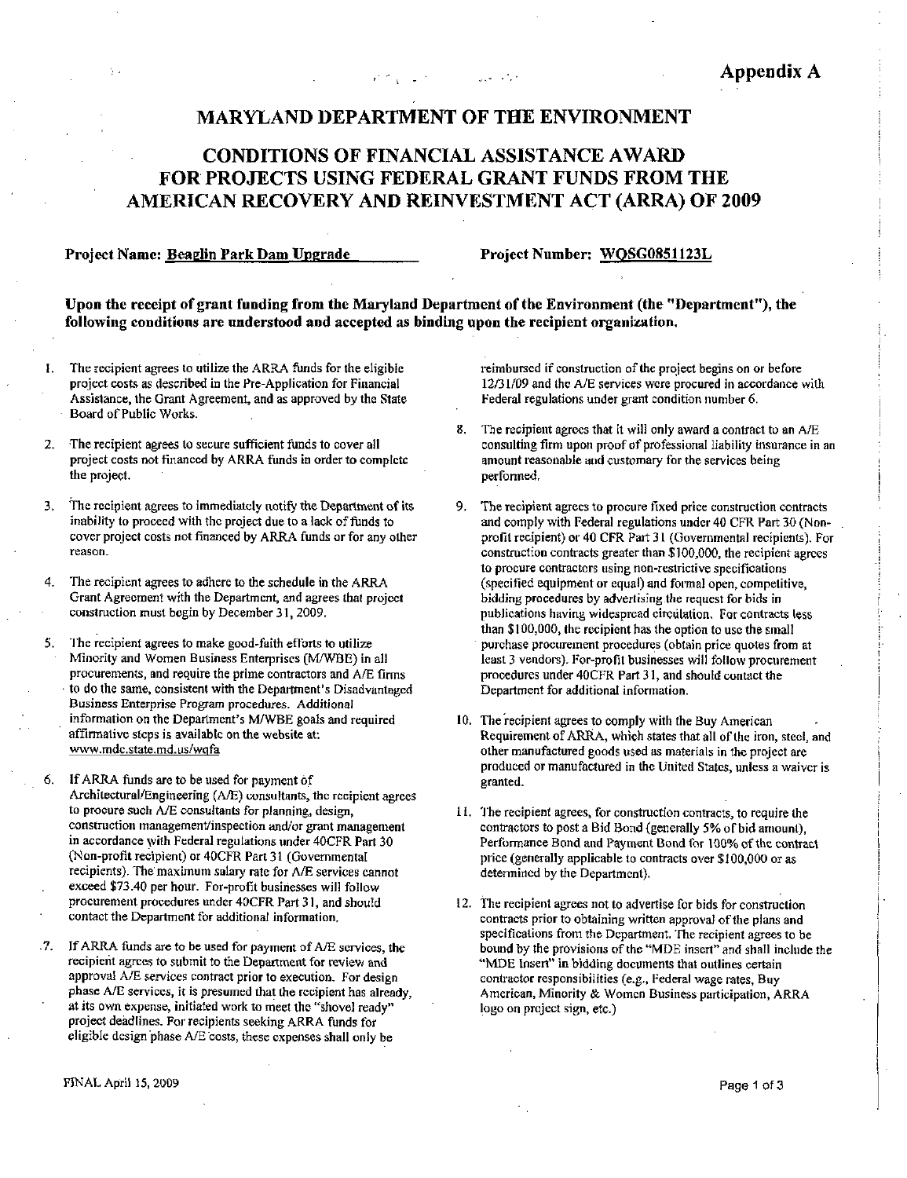Appendix A

# MARYLAND DEPARTMENT OF THE ENVIRONMENT

## CONDITIONS OF FINANCIAL ASSISTANCE AWARD FOR PROJECTS USING FEDERAL GRANT FUNDS FROM THE AMERICAN RECOVERY AND REINVESTMENT ACT (ARRA) OF 2009

**Project Name: Beaglin Park Dam Upgrade** **Project Number: WQSG0851123L**

**Upon the receipt of grant funding from the Maryland Department of the Environment (the "Department"), the following conditions are understood and accepted as binding upon the recipient organization.**

1. The recipient agrees to utilize the ARRA funds for the eligible project costs as described in the Pre-Application for Financial Assistance, the Grant Agreement, and as approved by the State Board of Public Works.

2. The recipient agrees to secure sufficient funds to cover all project costs not financed by ARRA funds in order to complete the project.

3. The recipient agrees to immediately notify the Department of its inability to proceed with the project due to a lack of funds to cover project costs not financed by ARRA funds or for any other reason.

4. The recipient agrees to adhere to the schedule in the ARRA Grant Agreement with the Department, and agrees that project construction must begin by December 31, 2009.

5. The recipient agrees to make good-faith efforts to utilize Minority and Women Business Enterprises (M/WBE) in all procurements, and require the prime contractors and A/E firms to do the same, consistent with the Department's Disadvantaged Business Enterprise Program procedures. Additional information on the Department's M/WBE goals and required affirmative steps is available on the website at: www.mde.state.md.us/wqfa

6. If ARRA funds are to be used for payment of Architectural/Engineering (A/E) consultants, the recipient agrees to procure such A/E consultants for planning, design, construction management/inspection and/or grant management in accordance with Federal regulations under 40CFR Part 30 (Non-profit recipient) or 40CFR Part 31 (Governmental recipients). The maximum salary rate for A/E services cannot exceed $73.40 per hour. For-profit businesses will follow procurement procedures under 40CFR Part 31, and should contact the Department for additional information.

7. If ARRA funds are to be used for payment of A/E services, the recipient agrees to submit to the Department for review and approval A/E services contract prior to execution. For design phase A/E services, it is presumed that the recipient has already, at its own expense, initiated work to meet the "shovel ready" project deadlines. For recipients seeking ARRA funds for eligible design phase A/E costs, these expenses shall only be reimbursed if construction of the project begins on or before 12/31/09 and the A/E services were procured in accordance with Federal regulations under grant condition number 6.

8. The recipient agrees that it will only award a contract to an A/E consulting firm upon proof of professional liability insurance in an amount reasonable and customary for the services being performed.

9. The recipient agrees to procure fixed price construction contracts and comply with Federal regulations under 40 CFR Part 30 (Non-profit recipient) or 40 CFR Part 31 (Governmental recipients). For construction contracts greater than $100,000, the recipient agrees to procure contractors using non-restrictive specifications (specified equipment or equal) and formal open, competitive, bidding procedures by advertising the request for bids in publications having widespread circulation. For contracts less than $100,000, the recipient has the option to use the small purchase procurement procedures (obtain price quotes from at least 3 vendors). For-profit businesses will follow procurement procedures under 40CFR Part 31, and should contact the Department for additional information.

10. The recipient agrees to comply with the Buy American Requirement of ARRA, which states that all of the iron, steel, and other manufactured goods used as materials in the project are produced or manufactured in the United States, unless a waiver is granted.

11. The recipient agrees, for construction contracts, to require the contractors to post a Bid Bond (generally 5% of bid amount), Performance Bond and Payment Bond for 100% of the contract price (generally applicable to contracts over $100,000 or as determined by the Department).

12. The recipient agrees not to advertise for bids for construction contracts prior to obtaining written approval of the plans and specifications from the Department. The recipient agrees to be bound by the provisions of the "MDE insert" and shall include the "MDE Insert" in bidding documents that outlines certain contractor responsibilities (e.g., Federal wage rates, Buy American, Minority & Women Business participation, ARRA logo on project sign, etc.)

FINAL April 15, 2009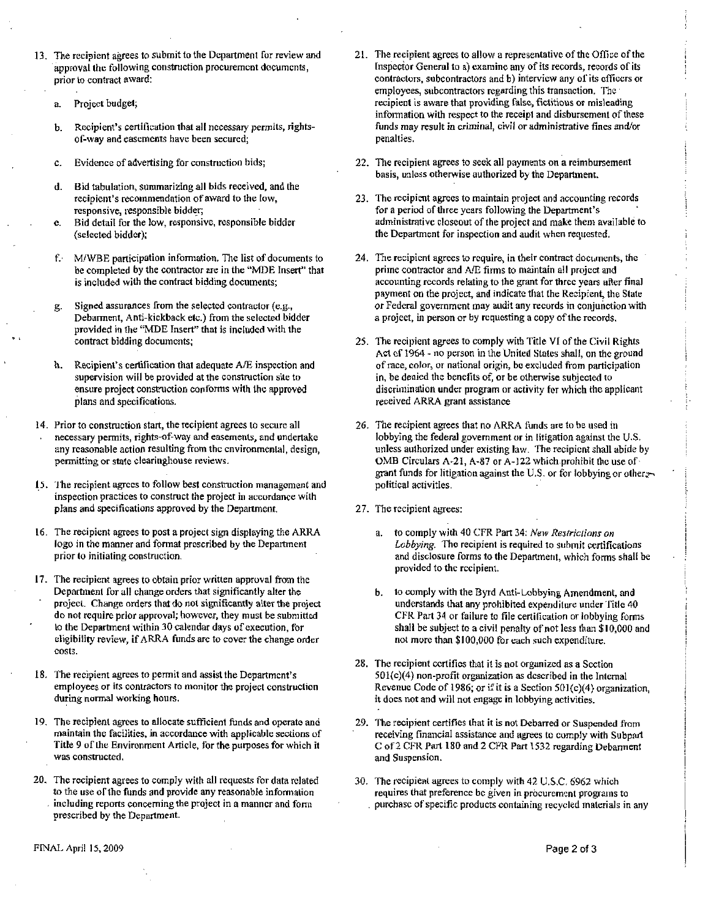13. The recipient agrees to submit to the Department for review and approval the following construction procurement documents, prior to contract award:

    a. Project budget;

    b. Recipient's certification that all necessary permits, rights-of-way and easements have been secured;

    c. Evidence of advertising for construction bids;

    d. Bid tabulation, summarizing all bids received, and the recipient's recommendation of award to the low, responsive, responsible bidder;

    e. Bid detail for the low, responsive, responsible bidder (selected bidder);

    f. M/WBE participation information. The list of documents to be completed by the contractor are in the "MDE Insert" that is included with the contract bidding documents;

    g. Signed assurances from the selected contractor (e.g., Debarment, Anti-kickback etc.) from the selected bidder provided in the "MDE Insert" that is included with the contract bidding documents;

    h. Recipient's certification that adequate A/E inspection and supervision will be provided at the construction site to ensure project construction conforms with the approved plans and specifications.

14. Prior to construction start, the recipient agrees to secure all necessary permits, rights-of-way and easements, and undertake any reasonable action resulting from the environmental, design, permitting or state clearinghouse reviews.

15. The recipient agrees to follow best construction management and inspection practices to construct the project in accordance with plans and specifications approved by the Department.

16. The recipient agrees to post a project sign displaying the ARRA logo in the manner and format prescribed by the Department prior to initiating construction.

17. The recipient agrees to obtain prior written approval from the Department for all change orders that significantly alter the project. Change orders that do not significantly alter the project do not require prior approval; however, they must be submitted to the Department within 30 calendar days of execution, for eligibility review, if ARRA funds are to cover the change order costs.

18. The recipient agrees to permit and assist the Department's employees or its contractors to monitor the project construction during normal working hours.

19. The recipient agrees to allocate sufficient funds and operate and maintain the facilities, in accordance with applicable sections of Title 9 of the Environment Article, for the purposes for which it was constructed.

20. The recipient agrees to comply with all requests for data related to the use of the funds and provide any reasonable information including reports concerning the project in a manner and form prescribed by the Department.

21. The recipient agrees to allow a representative of the Office of the Inspector General to a) examine any of its records, records of its contractors, subcontractors and b) interview any of its officers or employees, subcontractors regarding this transaction. The recipient is aware that providing false, fictitious or misleading information with respect to the receipt and disbursement of these funds may result in criminal, civil or administrative fines and/or penalties.

22. The recipient agrees to seek all payments on a reimbursement basis, unless otherwise authorized by the Department.

23. The recipient agrees to maintain project and accounting records for a period of three years following the Department's administrative closeout of the project and make them available to the Department for inspection and audit when requested.

24. The recipient agrees to require, in their contract documents, the prime contractor and A/E firms to maintain all project and accounting records relating to the grant for three years after final payment on the project, and indicate that the Recipient, the State or Federal government may audit any records in conjunction with a project, in person or by requesting a copy of the records.

25. The recipient agrees to comply with Title VI of the Civil Rights Act of 1964 - no person in the United States shall, on the ground of race, color, or national origin, be excluded from participation in, be denied the benefits of, or be otherwise subjected to discrimination under program or activity for which the applicant received ARRA grant assistance

26. The recipient agrees that no ARRA funds are to be used in lobbying the federal government or in litigation against the U.S. unless authorized under existing law. The recipient shall abide by OMB Circulars A-21, A-87 or A-122 which prohibit the use of grant funds for litigation against the U.S. or for lobbying or other political activities.

27. The recipient agrees:

    a. to comply with 40 CFR Part 34: *New Restrictions on Lobbying*. The recipient is required to submit certifications and disclosure forms to the Department, which forms shall be provided to the recipient.

    b. to comply with the Byrd Anti-Lobbying Amendment, and understands that any prohibited expenditure under Title 40 CFR Part 34 or failure to file certification or lobbying forms shall be subject to a civil penalty of not less than $10,000 and not more than $100,000 for each such expenditure.

28. The recipient certifies that it is not organized as a Section 501(c)(4) non-profit organization as described in the Internal Revenue Code of 1986; or if it is a Section 501(c)(4) organization, it does not and will not engage in lobbying activities.

29. The recipient certifies that it is not Debarred or Suspended from receiving financial assistance and agrees to comply with Subpart C of 2 CFR Part 180 and 2 CFR Part 1532 regarding Debarment and Suspension.

30. The recipient agrees to comply with 42 U.S.C. 6962 which requires that preference be given in procurement programs to purchase of specific products containing recycled materials in any

FINAL April 15, 2009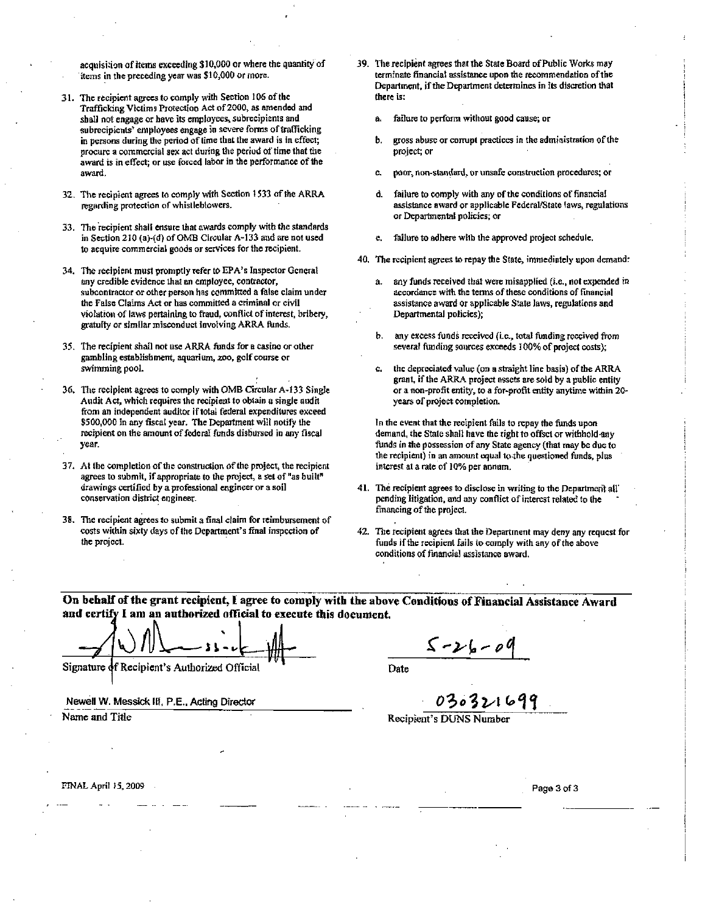acquisition of items exceeding $10,000 or where the quantity of items in the preceding year was $10,000 or more.

31. The recipient agrees to comply with Section 106 of the Trafficking Victims Protection Act of 2000, as amended and shall not engage or have its employees, subrecipients and subrecipients' employees engage in severe forms of trafficking in persons during the period of time that the award is in effect; procure a commercial sex act during the period of time that the award is in effect; or use forced labor in the performance of the award.

32. The recipient agrees to comply with Section 1533 of the ARRA regarding protection of whistleblowers.

33. The recipient shall ensure that awards comply with the standards in Section 210 (a)-(d) of OMB Circular A-133 and are not used to acquire commercial goods or services for the recipient.

34. The recipient must promptly refer to EPA's Inspector General any credible evidence that an employee, contractor, subcontractor or other person has committed a false claim under the False Claims Act or has committed a criminal or civil violation of laws pertaining to fraud, conflict of interest, bribery, gratuity or similar misconduct involving ARRA funds.

35. The recipient shall not use ARRA funds for a casino or other gambling establishment, aquarium, zoo, golf course or swimming pool.

36. The recipient agrees to comply with OMB Circular A-133 Single Audit Act, which requires the recipient to obtain a single audit from an independent auditor if total federal expenditures exceed $500,000 in any fiscal year. The Department will notify the recipient on the amount of federal funds disbursed in any fiscal year.

37. At the completion of the construction of the project, the recipient agrees to submit, if appropriate to the project, a set of "as built" drawings certified by a professional engineer or a soil conservation district engineer.

38. The recipient agrees to submit a final claim for reimbursement of costs within sixty days of the Department's final inspection of the project.

39. The recipient agrees that the State Board of Public Works may terminate financial assistance upon the recommendation of the Department, if the Department determines in its discretion that there is:

    a. failure to perform without good cause; or

    b. gross abuse or corrupt practices in the administration of the project; or

    c. poor, non-standard, or unsafe construction procedures; or

    d. failure to comply with any of the conditions of financial assistance award or applicable Federal/State laws, regulations or Departmental policies; or

    e. failure to adhere with the approved project schedule.

40. The recipient agrees to repay the State, immediately upon demand:

    a. any funds received that were misapplied (i.e., not expended in accordance with the terms of these conditions of financial assistance award or applicable State laws, regulations and Departmental policies);

    b. any excess funds received (i.e., total funding received from several funding sources exceeds 100% of project costs);

    c. the depreciated value (on a straight line basis) of the ARRA grant, if the ARRA project assets are sold by a public entity or a non-profit entity, to a for-profit entity anytime within 20-years of project completion.

    In the event that the recipient fails to repay the funds upon demand, the State shall have the right to offset or withhold any funds in the possession of any State agency (that may be due to the recipient) in an amount equal to the questioned funds, plus interest at a rate of 10% per annum.

41. The recipient agrees to disclose in writing to the Department all pending litigation, and any conflict of interest related to the financing of the project.

42. The recipient agrees that the Department may deny any request for funds if the recipient fails to comply with any of the above conditions of financial assistance award.

**On behalf of the grant recipient, I agree to comply with the above Conditions of Financial Assistance Award and certify I am an authorized official to execute this document.**

[Signature]

Signature of Recipient's Authorized Official

Date: 5-26-09

Newell W. Messick III, P.E., Acting Director

Name and Title

030321699

Recipient's DUNS Number

FINAL April 15, 2009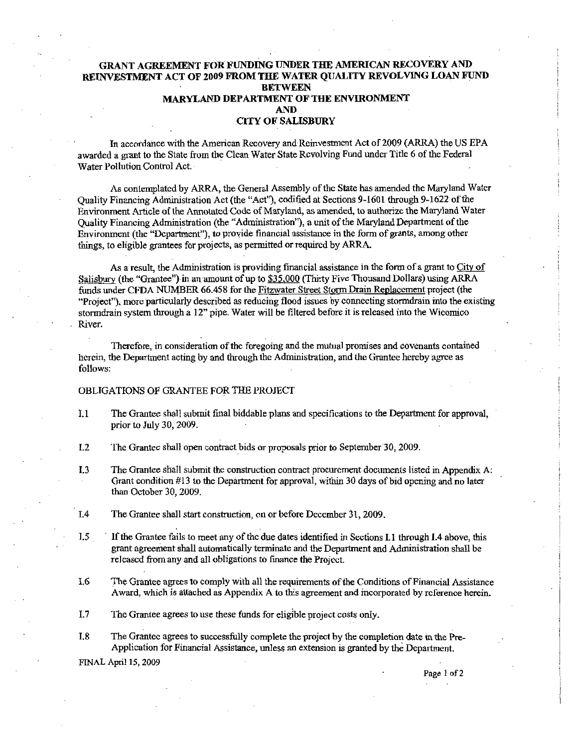# GRANT AGREEMENT FOR FUNDING UNDER THE AMERICAN RECOVERY AND REINVESTMENT ACT OF 2009 FROM THE WATER QUALITY REVOLVING LOAN FUND BETWEEN MARYLAND DEPARTMENT OF THE ENVIRONMENT AND CITY OF SALISBURY

In accordance with the American Recovery and Reinvestment Act of 2009 (ARRA) the US EPA awarded a grant to the State from the Clean Water State Revolving Fund under Title 6 of the Federal Water Pollution Control Act.

As contemplated by ARRA, the General Assembly of the State has amended the Maryland Water Quality Financing Administration Act (the "Act"), codified at Sections 9-1601 through 9-1622 of the Environment Article of the Annotated Code of Maryland, as amended, to authorize the Maryland Water Quality Financing Administration (the "Administration"), a unit of the Maryland Department of the Environment (the "Department"), to provide financial assistance in the form of grants, among other things, to eligible grantees for projects, as permitted or required by ARRA.

As a result, the Administration is providing financial assistance in the form of a grant to City of Salisbury (the "Grantee") in an amount of up to $35,000 (Thirty Five Thousand Dollars) using ARRA funds under CFDA NUMBER 66.458 for the Fitzwater Street Storm Drain Replacement project (the "Project"), more particularly described as reducing flood issues by connecting stormdrain into the existing stormdrain system through a 12" pipe. Water will be filtered before it is released into the Wicomico River.

Therefore, in consideration of the foregoing and the mutual promises and covenants contained herein, the Department acting by and through the Administration, and the Grantee hereby agree as follows:

## OBLIGATIONS OF GRANTEE FOR THE PROJECT

I.1 The Grantee shall submit final biddable plans and specifications to the Department for approval, prior to July 30, 2009.

I.2 The Grantee shall open contract bids or proposals prior to September 30, 2009.

I.3 The Grantee shall submit the construction contract procurement documents listed in Appendix A: Grant condition #13 to the Department for approval, within 30 days of bid opening and no later than October 30, 2009.

I.4 The Grantee shall start construction, on or before December 31, 2009.

I.5 If the Grantee fails to meet any of the due dates identified in Sections I.1 through I.4 above, this grant agreement shall automatically terminate and the Department and Administration shall be released from any and all obligations to finance the Project.

I.6 The Grantee agrees to comply with all the requirements of the Conditions of Financial Assistance Award, which is attached as Appendix A to this agreement and incorporated by reference herein.

I.7 The Grantee agrees to use these funds for eligible project costs only.

I.8 The Grantee agrees to successfully complete the project by the completion date in the Pre-Application for Financial Assistance, unless an extension is granted by the Department.

FINAL April 15, 2009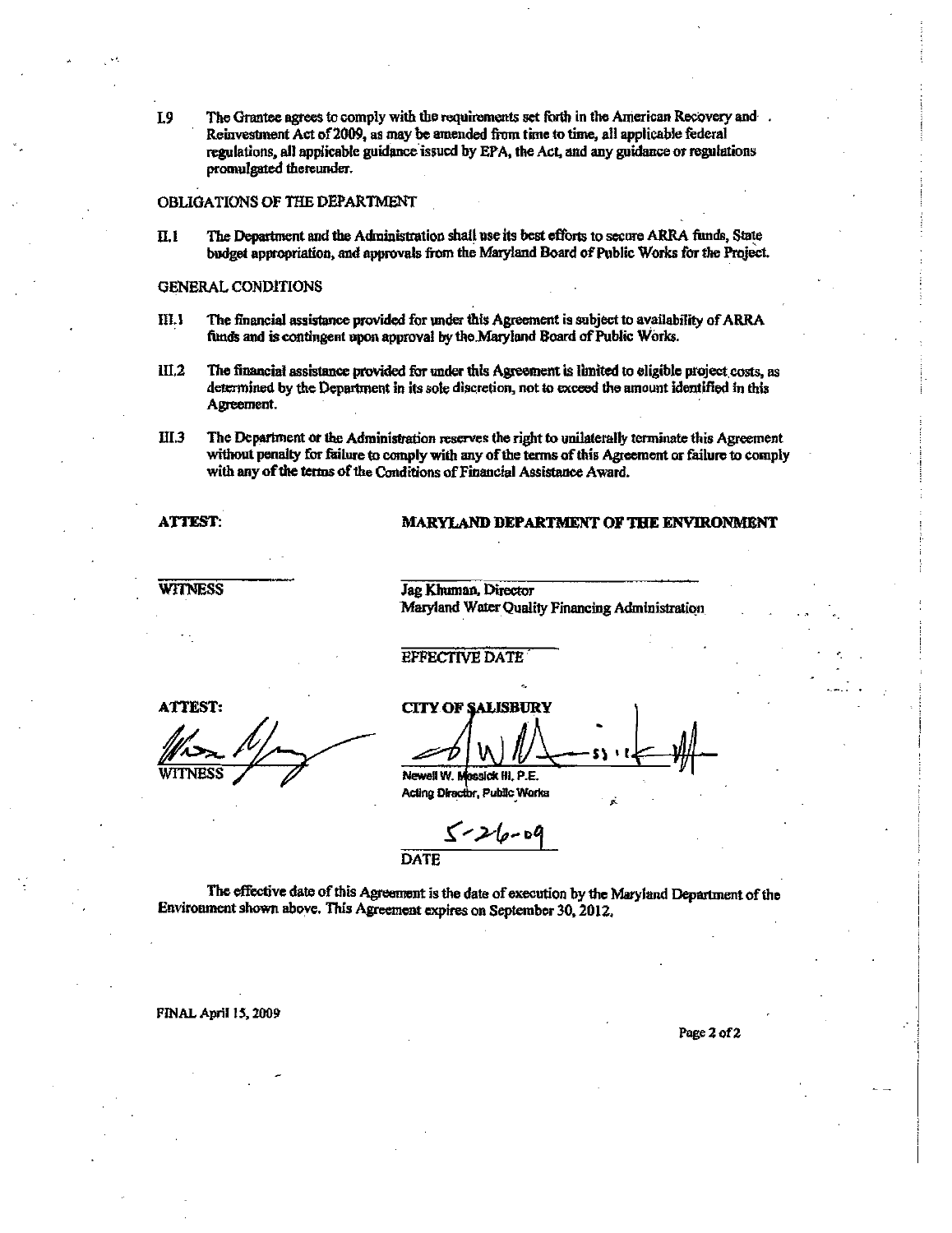I.9 The Grantee agrees to comply with the requirements set forth in the American Recovery and Reinvestment Act of 2009, as may be amended from time to time, all applicable federal regulations, all applicable guidance issued by EPA, the Act, and any guidance or regulations promulgated thereunder.

OBLIGATIONS OF THE DEPARTMENT

II.1 The Department and the Administration shall use its best efforts to secure ARRA funds, State budget appropriation, and approvals from the Maryland Board of Public Works for the Project.

GENERAL CONDITIONS

III.1 The financial assistance provided for under this Agreement is subject to availability of ARRA funds and is contingent upon approval by the Maryland Board of Public Works.

III.2 The financial assistance provided for under this Agreement is limited to eligible project costs, as determined by the Department in its sole discretion, not to exceed the amount identified in this Agreement.

III.3 The Department or the Administration reserves the right to unilaterally terminate this Agreement without penalty for failure to comply with any of the terms of this Agreement or failure to comply with any of the terms of the Conditions of Financial Assistance Award.

**ATTEST:** **MARYLAND DEPARTMENT OF THE ENVIRONMENT**

WITNESS

Jag Khuman, Director
Maryland Water Quality Financing Administration

EFFECTIVE DATE

**ATTEST:** **CITY OF SALISBURY**

WITNESS

Newell W. Mossick III, P.E.
Acting Director, Public Works

5-26-09
DATE

The effective date of this Agreement is the date of execution by the Maryland Department of the Environment shown above. This Agreement expires on September 30, 2012.

FINAL April 15, 2009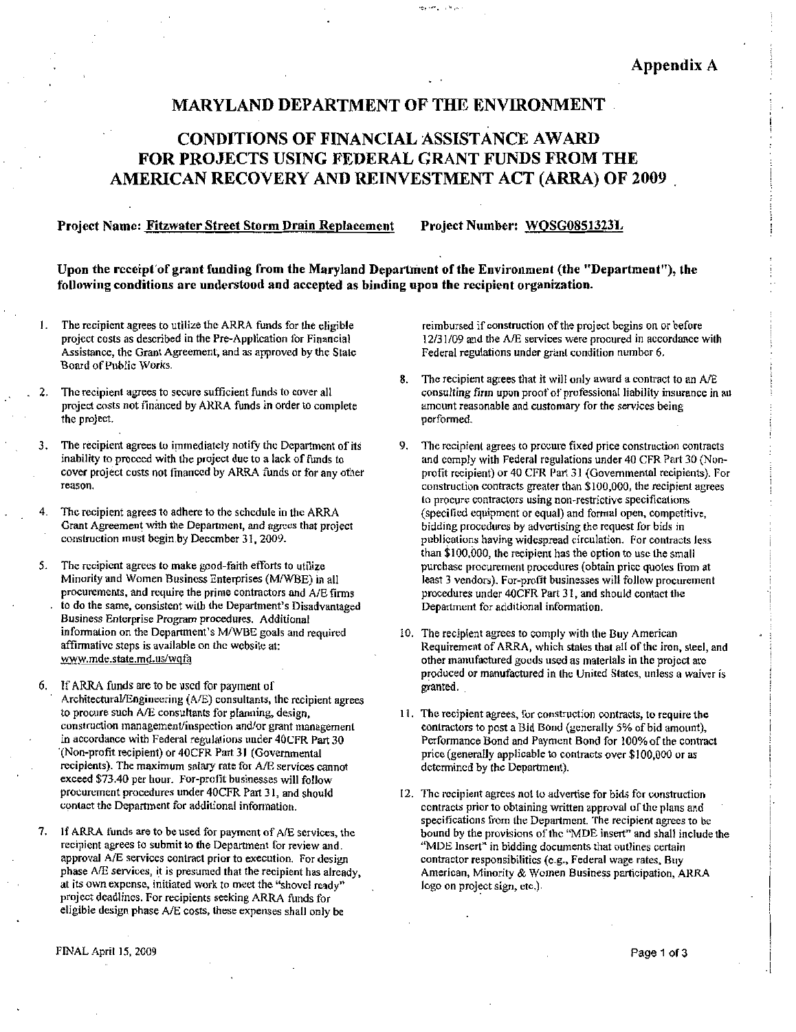**Appendix A**

# MARYLAND DEPARTMENT OF THE ENVIRONMENT

## CONDITIONS OF FINANCIAL ASSISTANCE AWARD FOR PROJECTS USING FEDERAL GRANT FUNDS FROM THE AMERICAN RECOVERY AND REINVESTMENT ACT (ARRA) OF 2009

**Project Name: Fitzwater Street Storm Drain Replacement** **Project Number: WQSG0851323L**

**Upon the receipt of grant funding from the Maryland Department of the Environment (the "Department"), the following conditions are understood and accepted as binding upon the recipient organization.**

1. The recipient agrees to utilize the ARRA funds for the eligible project costs as described in the Pre-Application for Financial Assistance, the Grant Agreement, and as approved by the State Board of Public Works.

2. The recipient agrees to secure sufficient funds to cover all project costs not financed by ARRA funds in order to complete the project.

3. The recipient agrees to immediately notify the Department of its inability to proceed with the project due to a lack of funds to cover project costs not financed by ARRA funds or for any other reason.

4. The recipient agrees to adhere to the schedule in the ARRA Grant Agreement with the Department, and agrees that project construction must begin by December 31, 2009.

5. The recipient agrees to make good-faith efforts to utilize Minority and Women Business Enterprises (M/WBE) in all procurements, and require the prime contractors and A/E firms to do the same, consistent with the Department's Disadvantaged Business Enterprise Program procedures. Additional information on the Department's M/WBE goals and required affirmative steps is available on the website at: www.mde.state.md.us/wqfa

6. If ARRA funds are to be used for payment of Architectural/Engineering (A/E) consultants, the recipient agrees to procure such A/E consultants for planning, design, construction management/inspection and/or grant management in accordance with Federal regulations under 40CFR Part 30 (Non-profit recipient) or 40CFR Part 31 (Governmental recipients). The maximum salary rate for A/E services cannot exceed $73.40 per hour. For-profit businesses will follow procurement procedures under 40CFR Part 31, and should contact the Department for additional information.

7. If ARRA funds are to be used for payment of A/E services, the recipient agrees to submit to the Department for review and approval A/E services contract prior to execution. For design phase A/E services, it is presumed that the recipient has already, at its own expense, initiated work to meet the "shovel ready" project deadlines. For recipients seeking ARRA funds for eligible design phase A/E costs, these expenses shall only be reimbursed if construction of the project begins on or before 12/31/09 and the A/E services were procured in accordance with Federal regulations under grant condition number 6.

8. The recipient agrees that it will only award a contract to an A/E consulting firm upon proof of professional liability insurance in an amount reasonable and customary for the services being performed.

9. The recipient agrees to procure fixed price construction contracts and comply with Federal regulations under 40 CFR Part 30 (Non-profit recipient) or 40 CFR Part 31 (Governmental recipients). For construction contracts greater than $100,000, the recipient agrees to procure contractors using non-restrictive specifications (specified equipment or equal) and formal open, competitive, bidding procedures by advertising the request for bids in publications having widespread circulation. For contracts less than $100,000, the recipient has the option to use the small purchase procurement procedures (obtain price quotes from at least 3 vendors). For-profit businesses will follow procurement procedures under 40CFR Part 31, and should contact the Department for additional information.

10. The recipient agrees to comply with the Buy American Requirement of ARRA, which states that all of the iron, steel, and other manufactured goods used as materials in the project are produced or manufactured in the United States, unless a waiver is granted.

11. The recipient agrees, for construction contracts, to require the contractors to post a Bid Bond (generally 5% of bid amount), Performance Bond and Payment Bond for 100% of the contract price (generally applicable to contracts over $100,000 or as determined by the Department).

12. The recipient agrees not to advertise for bids for construction contracts prior to obtaining written approval of the plans and specifications from the Department. The recipient agrees to be bound by the provisions of the "MDE insert" and shall include the "MDE Insert" in bidding documents that outlines certain contractor responsibilities (e.g., Federal wage rates, Buy American, Minority & Women Business participation, ARRA logo on project sign, etc.).

FINAL April 15, 2009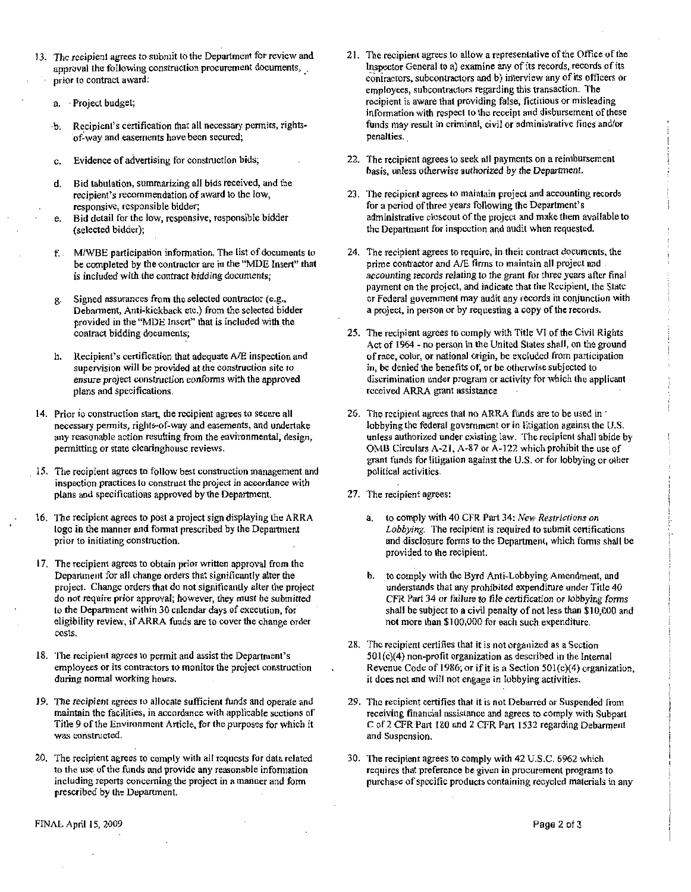13. The recipient agrees to submit to the Department for review and approval the following construction procurement documents, prior to contract award:

    a. Project budget;

    b. Recipient's certification that all necessary permits, rights-of-way and easements have been secured;

    c. Evidence of advertising for construction bids;

    d. Bid tabulation, summarizing all bids received, and the recipient's recommendation of award to the low, responsive, responsible bidder;

    e. Bid detail for the low, responsive, responsible bidder (selected bidder);

    f. M/WBE participation information. The list of documents to be completed by the contractor are in the "MDE Insert" that is included with the contract bidding documents;

    g. Signed assurances from the selected contractor (e.g., Debarment, Anti-kickback etc.) from the selected bidder provided in the "MDE Insert" that is included with the contract bidding documents;

    h. Recipient's certification that adequate A/E inspection and supervision will be provided at the construction site to ensure project construction conforms with the approved plans and specifications.

14. Prior to construction start, the recipient agrees to secure all necessary permits, rights-of-way and easements, and undertake any reasonable action resulting from the environmental, design, permitting or state clearinghouse reviews.

15. The recipient agrees to follow best construction management and inspection practices to construct the project in accordance with plans and specifications approved by the Department.

16. The recipient agrees to post a project sign displaying the ARRA logo in the manner and format prescribed by the Department prior to initiating construction.

17. The recipient agrees to obtain prior written approval from the Department for all change orders that significantly alter the project. Change orders that do not significantly alter the project do not require prior approval; however, they must be submitted to the Department within 30 calendar days of execution, for eligibility review, if ARRA funds are to cover the change order costs.

18. The recipient agrees to permit and assist the Department's employees or its contractors to monitor the project construction during normal working hours.

19. The recipient agrees to allocate sufficient funds and operate and maintain the facilities, in accordance with applicable sections of Title 9 of the Environment Article, for the purposes for which it was constructed.

20. The recipient agrees to comply with all requests for data related to the use of the funds and provide any reasonable information including reports concerning the project in a manner and form prescribed by the Department.

21. The recipient agrees to allow a representative of the Office of the Inspector General to a) examine any of its records, records of its contractors, subcontractors and b) interview any of its officers or employees, subcontractors regarding this transaction. The recipient is aware that providing false, fictitious or misleading information with respect to the receipt and disbursement of these funds may result in criminal, civil or administrative fines and/or penalties.

22. The recipient agrees to seek all payments on a reimbursement basis, unless otherwise authorized by the Department.

23. The recipient agrees to maintain project and accounting records for a period of three years following the Department's administrative closeout of the project and make them available to the Department for inspection and audit when requested.

24. The recipient agrees to require, in their contract documents, the prime contractor and A/E firms to maintain all project and accounting records relating to the grant for three years after final payment on the project, and indicate that the Recipient, the State or Federal government may audit any records in conjunction with a project, in person or by requesting a copy of the records.

25. The recipient agrees to comply with Title VI of the Civil Rights Act of 1964 - no person in the United States shall, on the ground of race, color, or national origin, be excluded from participation in, be denied the benefits of, or be otherwise subjected to discrimination under program or activity for which the applicant received ARRA grant assistance

26. The recipient agrees that no ARRA funds are to be used in lobbying the federal government or in litigation against the U.S. unless authorized under existing law. The recipient shall abide by OMB Circulars A-21, A-87 or A-122 which prohibit the use of grant funds for litigation against the U.S. or for lobbying or other political activities.

27. The recipient agrees:

    a. to comply with 40 CFR Part 34: *New Restrictions on Lobbying.* The recipient is required to submit certifications and disclosure forms to the Department, which forms shall be provided to the recipient.

    b. to comply with the Byrd Anti-Lobbying Amendment, and understands that any prohibited expenditure under Title 40 CFR Part 34 or failure to file certification or lobbying forms shall be subject to a civil penalty of not less than $10,000 and not more than $100,000 for each such expenditure.

28. The recipient certifies that it is not organized as a Section 501(c)(4) non-profit organization as described in the Internal Revenue Code of 1986; or if it is a Section 501(c)(4) organization, it does not and will not engage in lobbying activities.

29. The recipient certifies that it is not Debarred or Suspended from receiving financial assistance and agrees to comply with Subpart C of 2 CFR Part 180 and 2 CFR Part 1532 regarding Debarment and Suspension.

30. The recipient agrees to comply with 42 U.S.C. 6962 which requires that preference be given in procurement programs to purchase of specific products containing recycled materials in any

FINAL April 15, 2009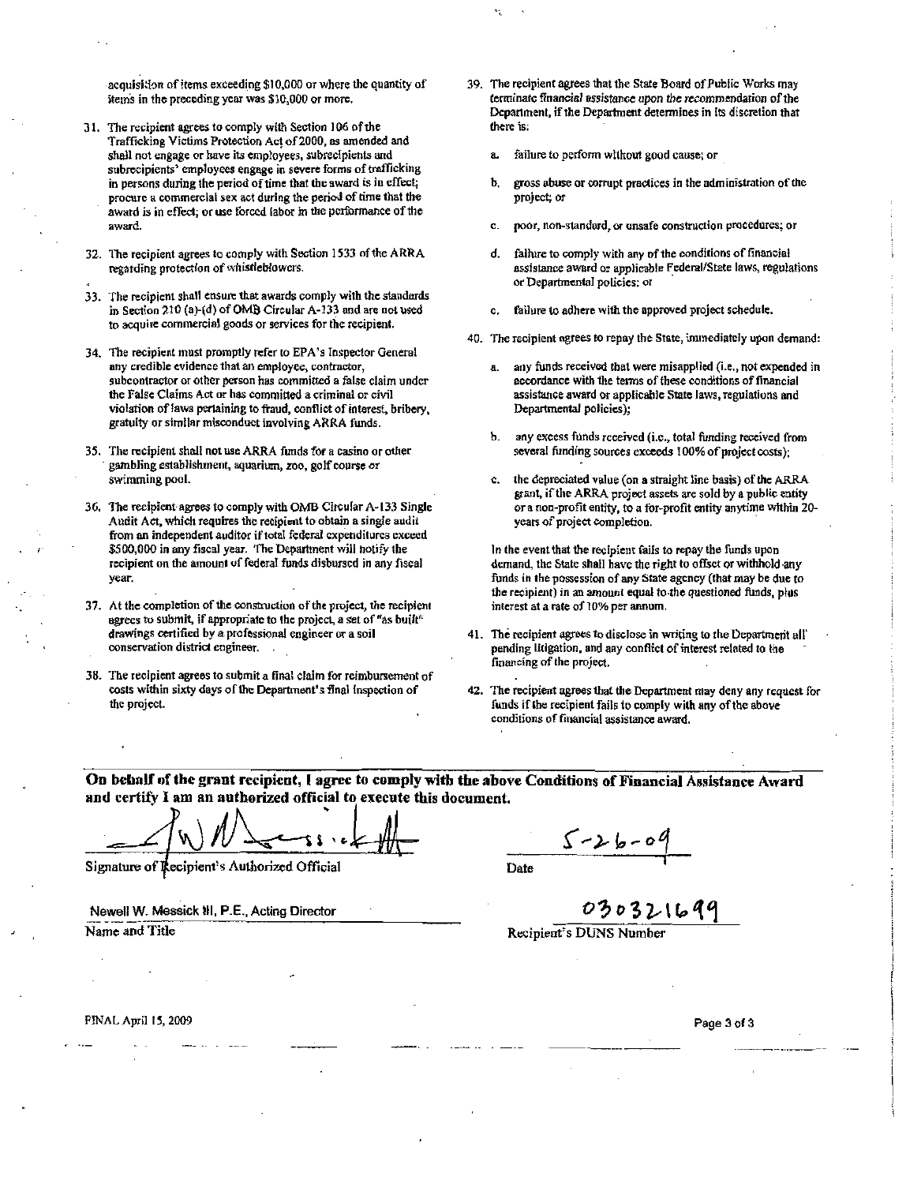acquisition of items exceeding $10,000 or where the quantity of items in the preceding year was $10,000 or more.

31. The recipient agrees to comply with Section 106 of the Trafficking Victims Protection Act of 2000, as amended and shall not engage or have its employees, subrecipients and subrecipients' employees engage in severe forms of trafficking in persons during the period of time that the award is in effect; procure a commercial sex act during the period of time that the award is in effect; or use forced labor in the performance of the award.

32. The recipient agrees to comply with Section 1533 of the ARRA regarding protection of whistleblowers.

33. The recipient shall ensure that awards comply with the standards in Section 210 (a)-(d) of OMB Circular A-133 and are not used to acquire commercial goods or services for the recipient.

34. The recipient must promptly refer to EPA's Inspector General any credible evidence that an employee, contractor, subcontractor or other person has committed a false claim under the False Claims Act or has committed a criminal or civil violation of laws pertaining to fraud, conflict of interest, bribery, gratuity or similar misconduct involving ARRA funds.

35. The recipient shall not use ARRA funds for a casino or other gambling establishment, aquarium, zoo, golf course or swimming pool.

36. The recipient agrees to comply with OMB Circular A-133 Single Audit Act, which requires the recipient to obtain a single audit from an independent auditor if total federal expenditures exceed $500,000 in any fiscal year. The Department will notify the recipient on the amount of federal funds disbursed in any fiscal year.

37. At the completion of the construction of the project, the recipient agrees to submit, if appropriate to the project, a set of "as built" drawings certified by a professional engineer or a soil conservation district engineer.

38. The recipient agrees to submit a final claim for reimbursement of costs within sixty days of the Department's final inspection of the project.

39. The recipient agrees that the State Board of Public Works may terminate financial assistance upon the recommendation of the Department, if the Department determines in its discretion that there is:

    a. failure to perform without good cause; or

    b. gross abuse or corrupt practices in the administration of the project; or

    c. poor, non-standard, or unsafe construction procedures; or

    d. failure to comply with any of the conditions of financial assistance award or applicable Federal/State laws, regulations or Departmental policies; or

    e. failure to adhere with the approved project schedule.

40. The recipient agrees to repay the State, immediately upon demand:

    a. any funds received that were misapplied (i.e., not expended in accordance with the terms of these conditions of financial assistance award or applicable State laws, regulations and Departmental policies);

    b. any excess funds received (i.e., total funding received from several funding sources exceeds 100% of project costs);

    c. the depreciated value (on a straight line basis) of the ARRA grant, if the ARRA project assets are sold by a public entity or a non-profit entity, to a for-profit entity anytime within 20-years of project completion.

    In the event that the recipient fails to repay the funds upon demand, the State shall have the right to offset or withhold any funds in the possession of any State agency (that may be due to the recipient) in an amount equal to the questioned funds, plus interest at a rate of 10% per annum.

41. The recipient agrees to disclose in writing to the Department all pending litigation, and any conflict of interest related to the financing of the project.

42. The recipient agrees that the Department may deny any request for funds if the recipient fails to comply with any of the above conditions of financial assistance award.

**On behalf of the grant recipient, I agree to comply with the above Conditions of Financial Assistance Award and certify I am an authorized official to execute this document.**

[Signature]
Signature of Recipient's Authorized Official

5-26-09
Date

Newell W. Messick III, P.E., Acting Director
Name and Title

030321699
Recipient's DUNS Number

FINAL April 15, 2009